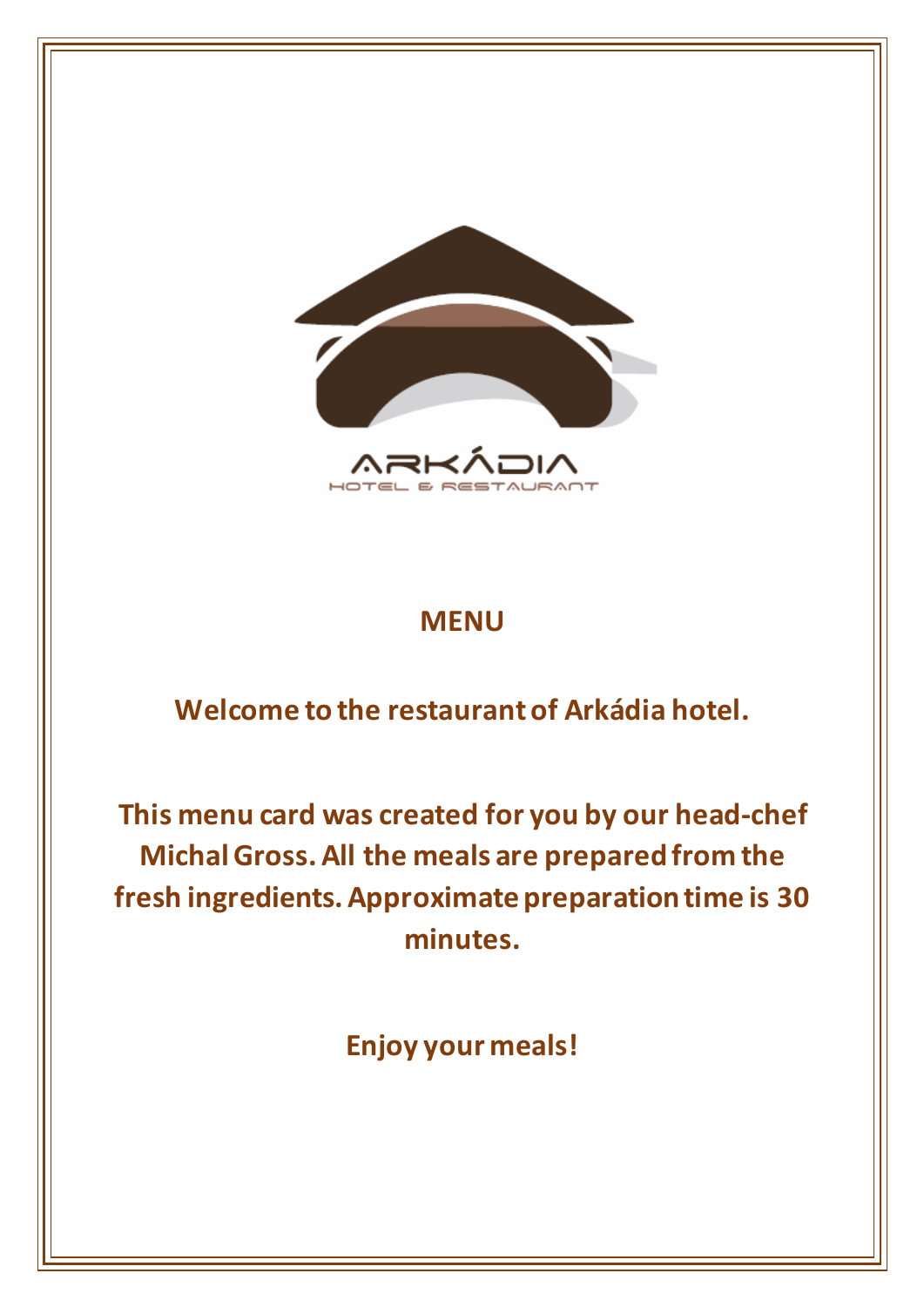ARKÁDIA

HOTEL & RESTAURANT

# MENU

**Welcome to the restaurant of Arkádia hotel.**

**This menu card was created for you by our head-chef Michal Gross. All the meals are prepared from the fresh ingredients. Approximate preparation time is 30 minutes.**

**Enjoy your meals!**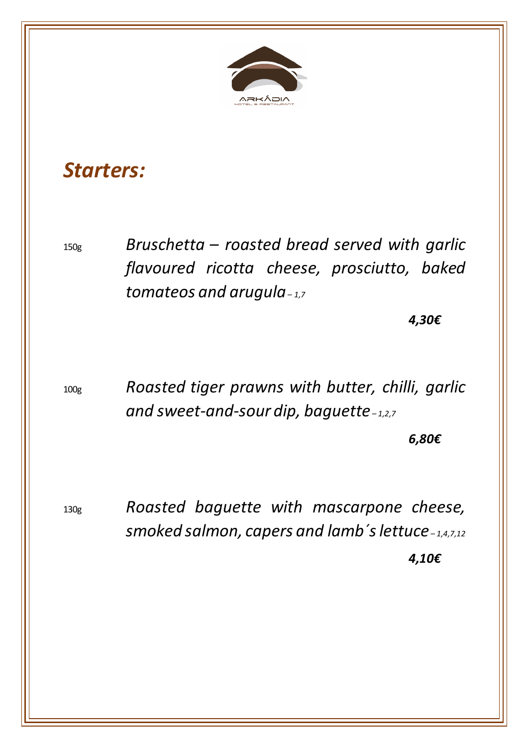ARKÁDIA

HOTEL & RESTAURANT

## *Starters:*

150g *Bruschetta – roasted bread served with garlic flavoured ricotta cheese, prosciutto, baked tomateos and arugula – 1,7*

***4,30€***

100g *Roasted tiger prawns with butter, chilli, garlic and sweet-and-sour dip, baguette – 1,2,7*

***6,80€***

130g *Roasted baguette with mascarpone cheese, smoked salmon, capers and lamb´s lettuce – 1,4,7,12*

***4,10€***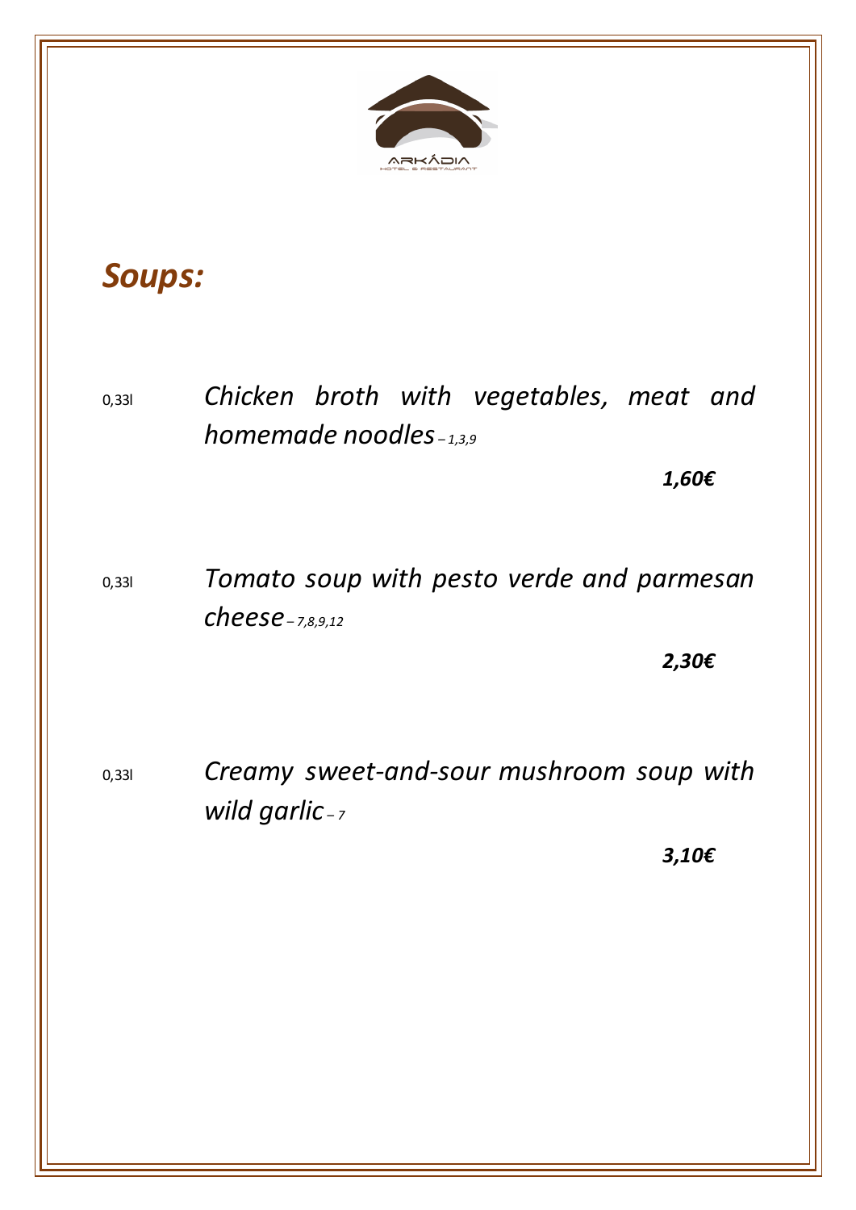ARKÁDIA
HOTEL & RESTAURANT

## *Soups:*

0,33l *Chicken broth with vegetables, meat and homemade noodles – 1,3,9*

***1,60€***

0,33l *Tomato soup with pesto verde and parmesan cheese – 7,8,9,12*

***2,30€***

0,33l *Creamy sweet-and-sour mushroom soup with wild garlic – 7*

***3,10€***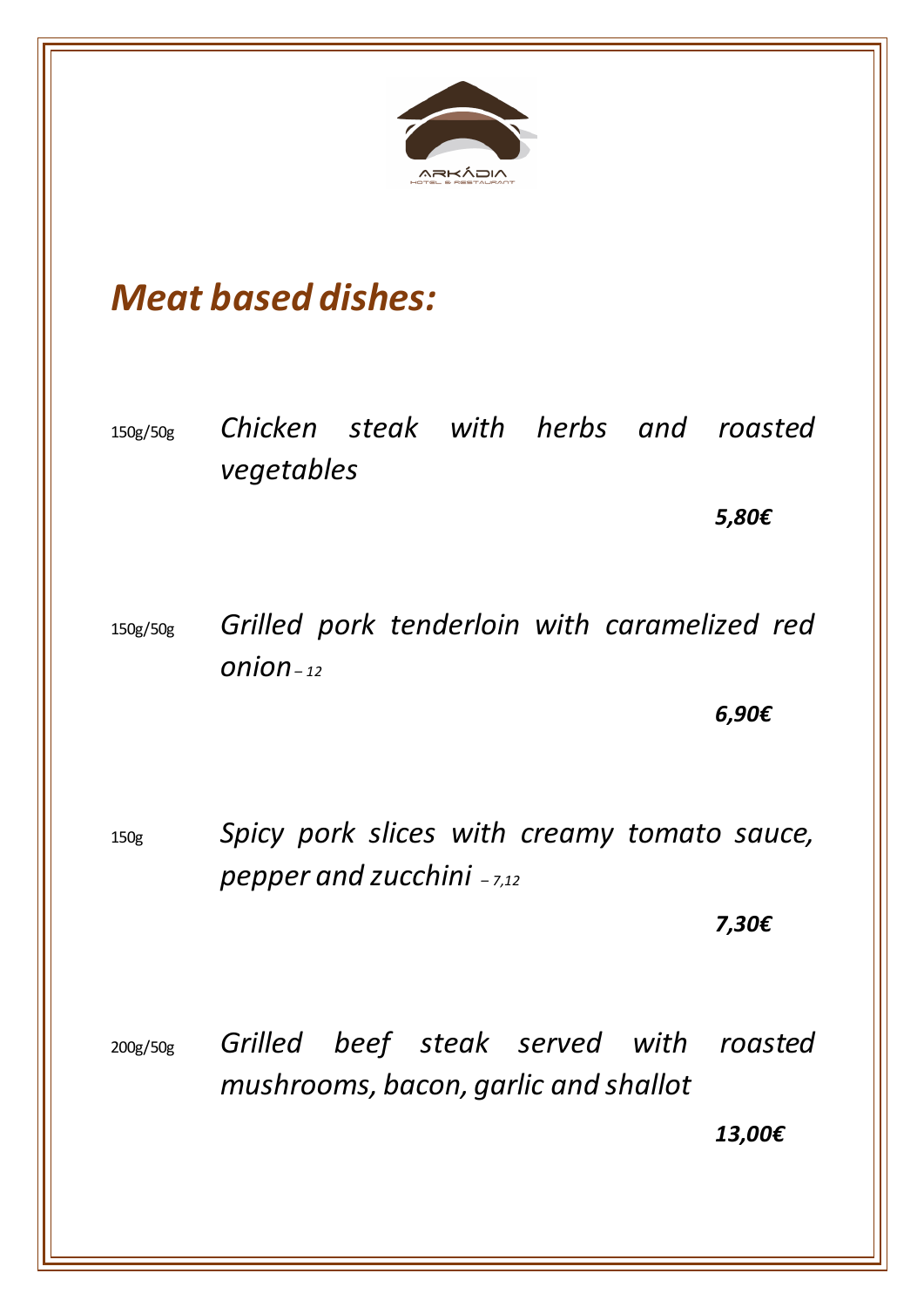ARKÁDIA
HOTEL & RESTAURANT

# *Meat based dishes:*

150g/50g *Chicken steak with herbs and roasted vegetables*

***5,80€***

150g/50g *Grilled pork tenderloin with caramelized red onion – 12*

***6,90€***

150g *Spicy pork slices with creamy tomato sauce, pepper and zucchini – 7,12*

***7,30€***

200g/50g *Grilled beef steak served with roasted mushrooms, bacon, garlic and shallot*

***13,00€***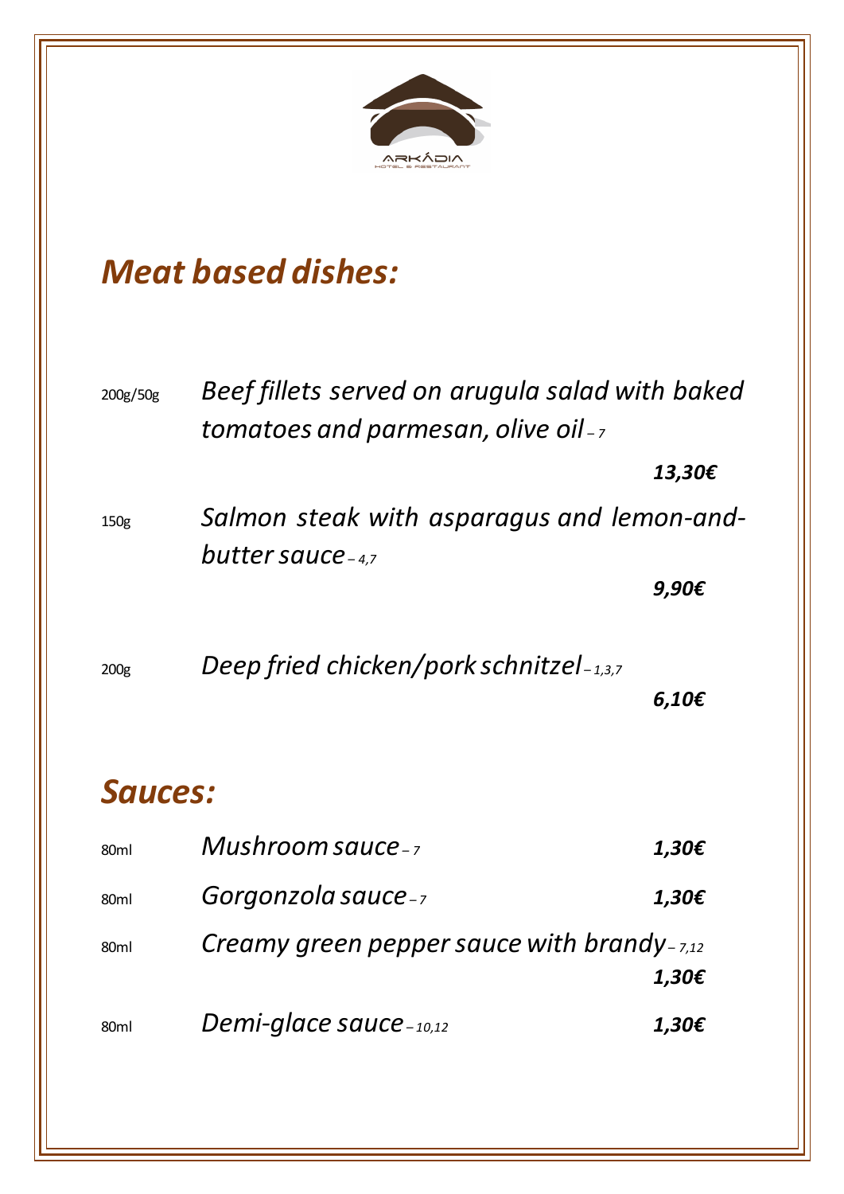ARKÁDIA
HOTEL & RESTAURANT

## *Meat based dishes:*

| | | |
|---|---|---|
| 200g/50g | *Beef fillets served on arugula salad with baked tomatoes and parmesan, olive oil – 7* | ***13,30€*** |
| 150g | *Salmon steak with asparagus and lemon-and-butter sauce – 4,7* | ***9,90€*** |
| 200g | *Deep fried chicken/pork schnitzel – 1,3,7* | ***6,10€*** |

## *Sauces:*

| | | |
|---|---|---|
| 80ml | *Mushroom sauce – 7* | ***1,30€*** |
| 80ml | *Gorgonzola sauce – 7* | ***1,30€*** |
| 80ml | *Creamy green pepper sauce with brandy – 7,12* | ***1,30€*** |
| 80ml | *Demi-glace sauce – 10,12* | ***1,30€*** |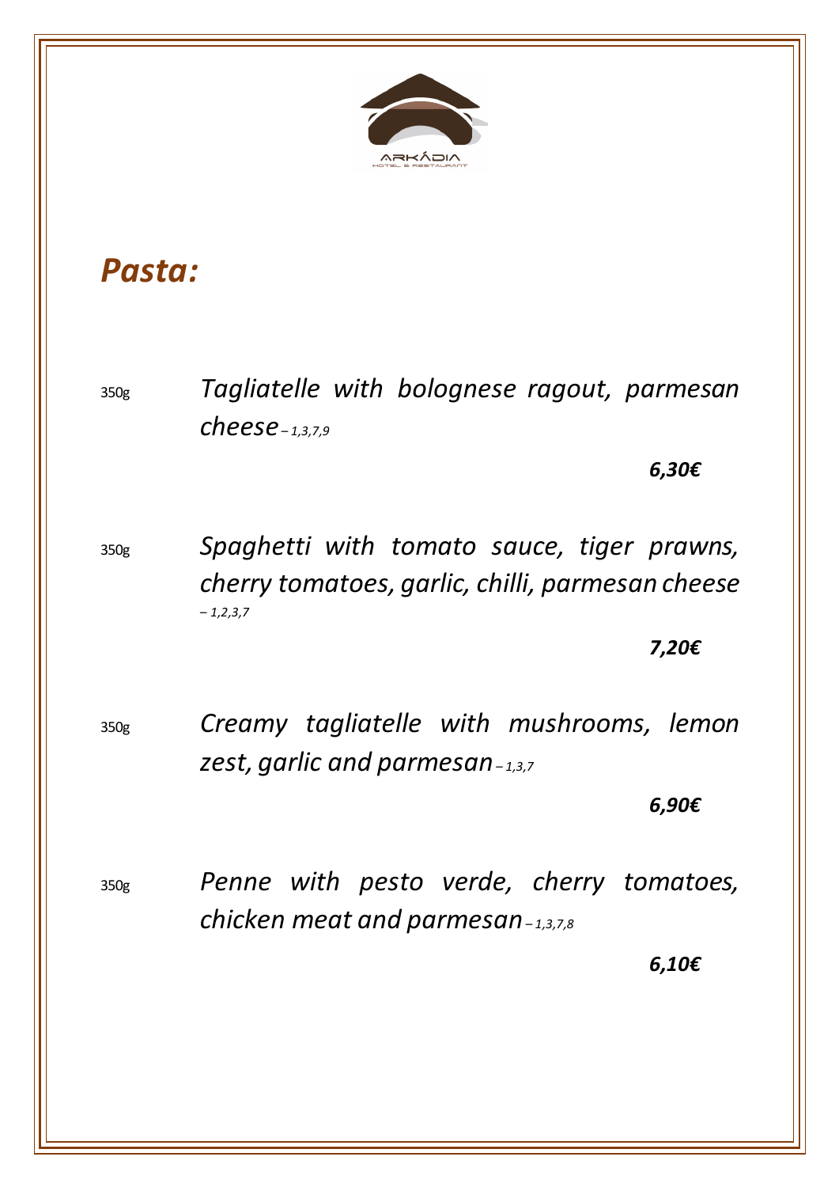ARKÁDIA
HOTEL & RESTAURANT

# *Pasta:*

350g *Tagliatelle with bolognese ragout, parmesan cheese – 1,3,7,9*

***6,30€***

350g *Spaghetti with tomato sauce, tiger prawns, cherry tomatoes, garlic, chilli, parmesan cheese – 1,2,3,7*

***7,20€***

350g *Creamy tagliatelle with mushrooms, lemon zest, garlic and parmesan – 1,3,7*

***6,90€***

350g *Penne with pesto verde, cherry tomatoes, chicken meat and parmesan – 1,3,7,8*

***6,10€***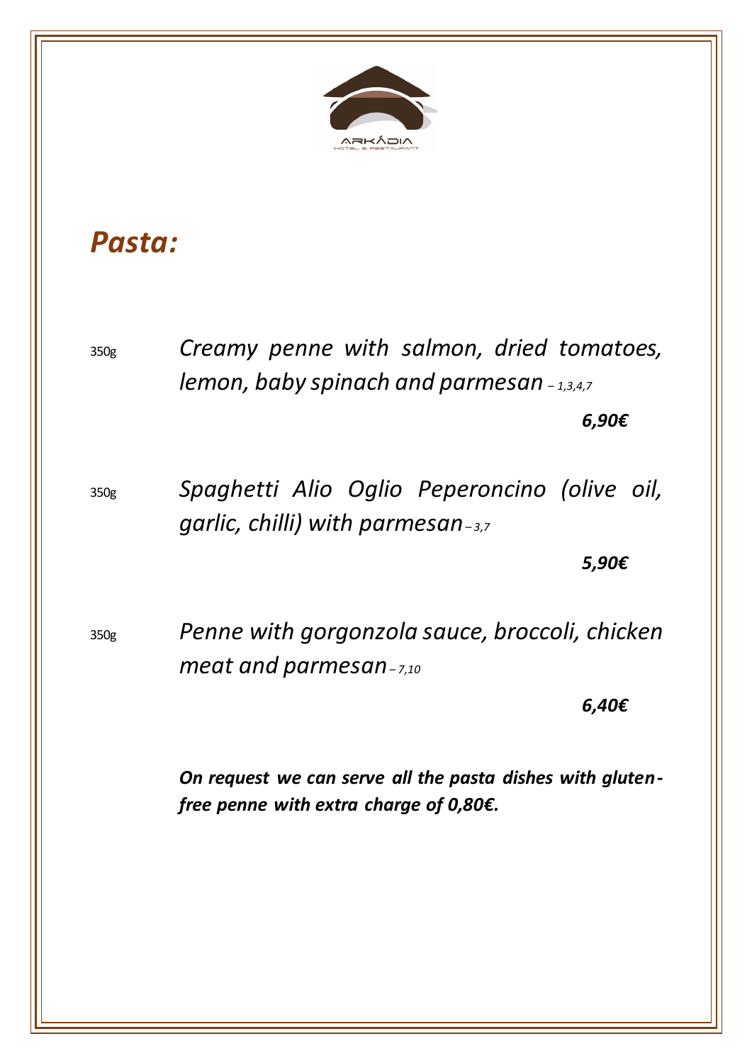ARKÁDIA
HOTEL & RESTAURANT

# *Pasta:*

350g *Creamy penne with salmon, dried tomatoes, lemon, baby spinach and parmesan – 1,3,4,7*

***6,90€***

350g *Spaghetti Alio Oglio Peperoncino (olive oil, garlic, chilli) with parmesan – 3,7*

***5,90€***

350g *Penne with gorgonzola sauce, broccoli, chicken meat and parmesan – 7,10*

***6,40€***

***On request we can serve all the pasta dishes with gluten-free penne with extra charge of 0,80€.***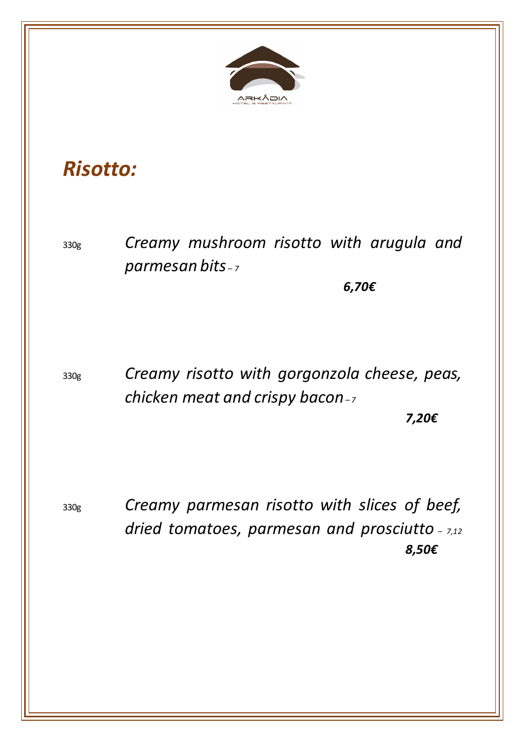*ARKÁDIA HOTEL & RESTAURANT*

## *Risotto:*

330g *Creamy mushroom risotto with arugula and parmesan bits* – 7

***6,70€***

330g *Creamy risotto with gorgonzola cheese, peas, chicken meat and crispy bacon* – 7

***7,20€***

330g *Creamy parmesan risotto with slices of beef, dried tomatoes, parmesan and prosciutto* – 7,12

***8,50€***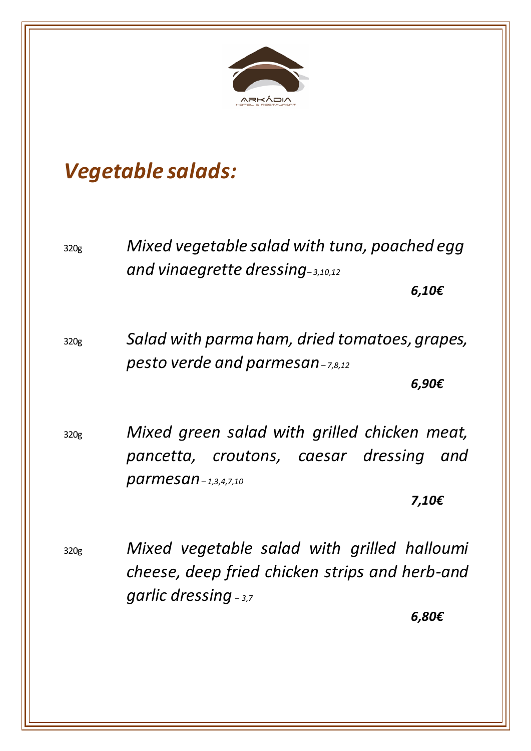ARKÁDIA
HOTEL & RESTAURANT

## *Vegetable salads:*

320g *Mixed vegetable salad with tuna, poached egg and vinaegrette dressing – 3,10,12*

***6,10€***

320g *Salad with parma ham, dried tomatoes, grapes, pesto verde and parmesan – 7,8,12*

***6,90€***

320g *Mixed green salad with grilled chicken meat, pancetta, croutons, caesar dressing and parmesan – 1,3,4,7,10*

***7,10€***

320g *Mixed vegetable salad with grilled halloumi cheese, deep fried chicken strips and herb-and garlic dressing – 3,7*

***6,80€***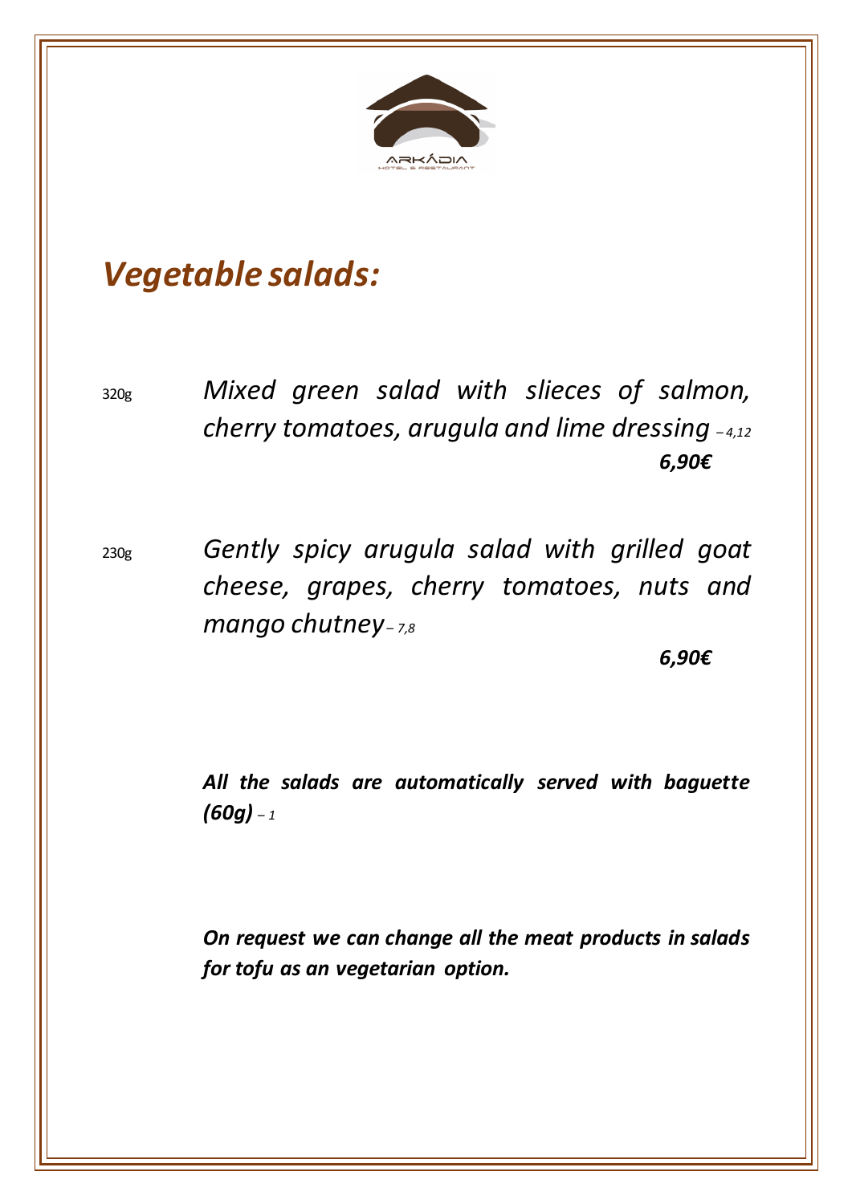ARKÁDIA
HOTEL & RESTAURANT

# *Vegetable salads:*

320g *Mixed green salad with slieces of salmon, cherry tomatoes, arugula and lime dressing – 4,12*

***6,90€***

230g *Gently spicy arugula salad with grilled goat cheese, grapes, cherry tomatoes, nuts and mango chutney – 7,8*

***6,90€***

***All the salads are automatically served with baguette (60g)*** *– 1*

***On request we can change all the meat products in salads for tofu as an vegetarian option.***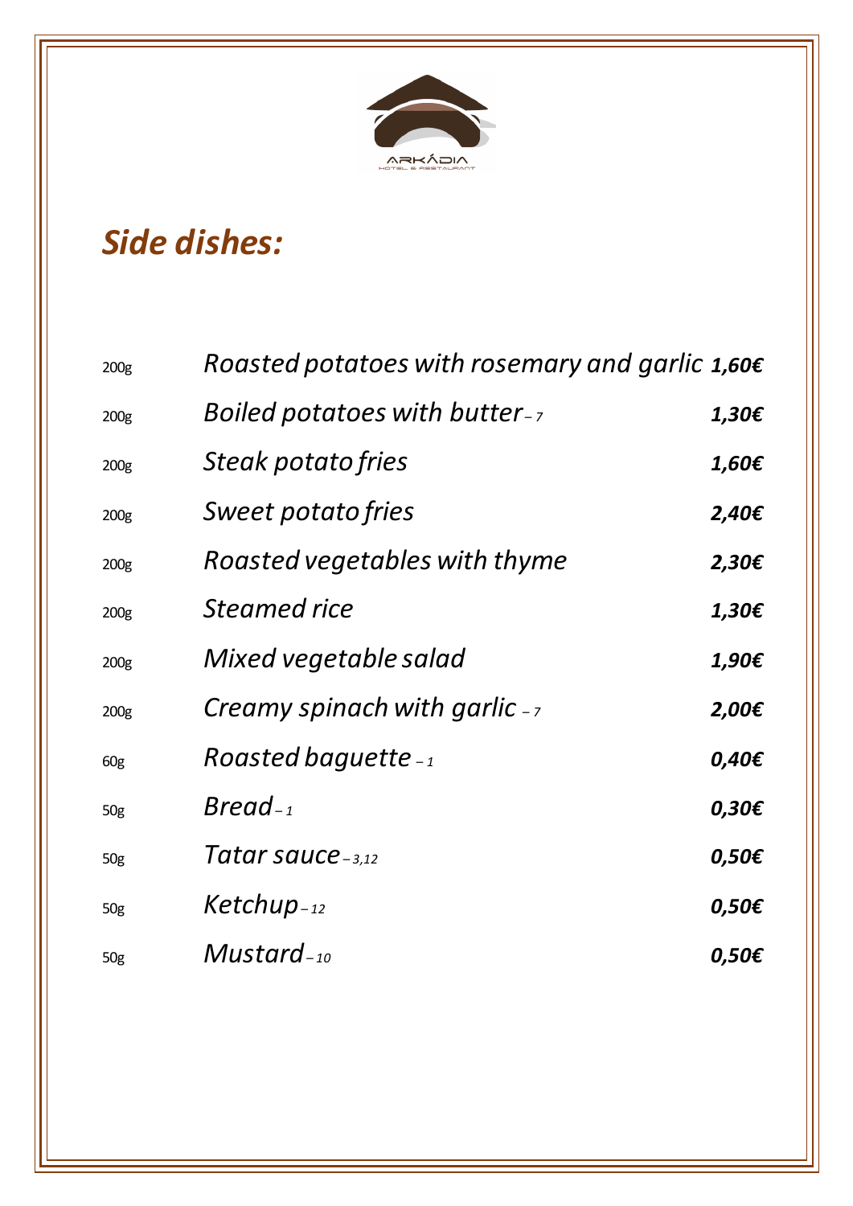ARKÁDIA
HOTEL & RESTAURANT

# *Side dishes:*

| | | |
|---|---|---|
| 200g | *Roasted potatoes with rosemary and garlic* | ***1,60€*** |
| 200g | *Boiled potatoes with butter – 7* | ***1,30€*** |
| 200g | *Steak potato fries* | ***1,60€*** |
| 200g | *Sweet potato fries* | ***2,40€*** |
| 200g | *Roasted vegetables with thyme* | ***2,30€*** |
| 200g | *Steamed rice* | ***1,30€*** |
| 200g | *Mixed vegetable salad* | ***1,90€*** |
| 200g | *Creamy spinach with garlic – 7* | ***2,00€*** |
| 60g | *Roasted baguette – 1* | ***0,40€*** |
| 50g | *Bread – 1* | ***0,30€*** |
| 50g | *Tatar sauce – 3,12* | ***0,50€*** |
| 50g | *Ketchup – 12* | ***0,50€*** |
| 50g | *Mustard – 10* | ***0,50€*** |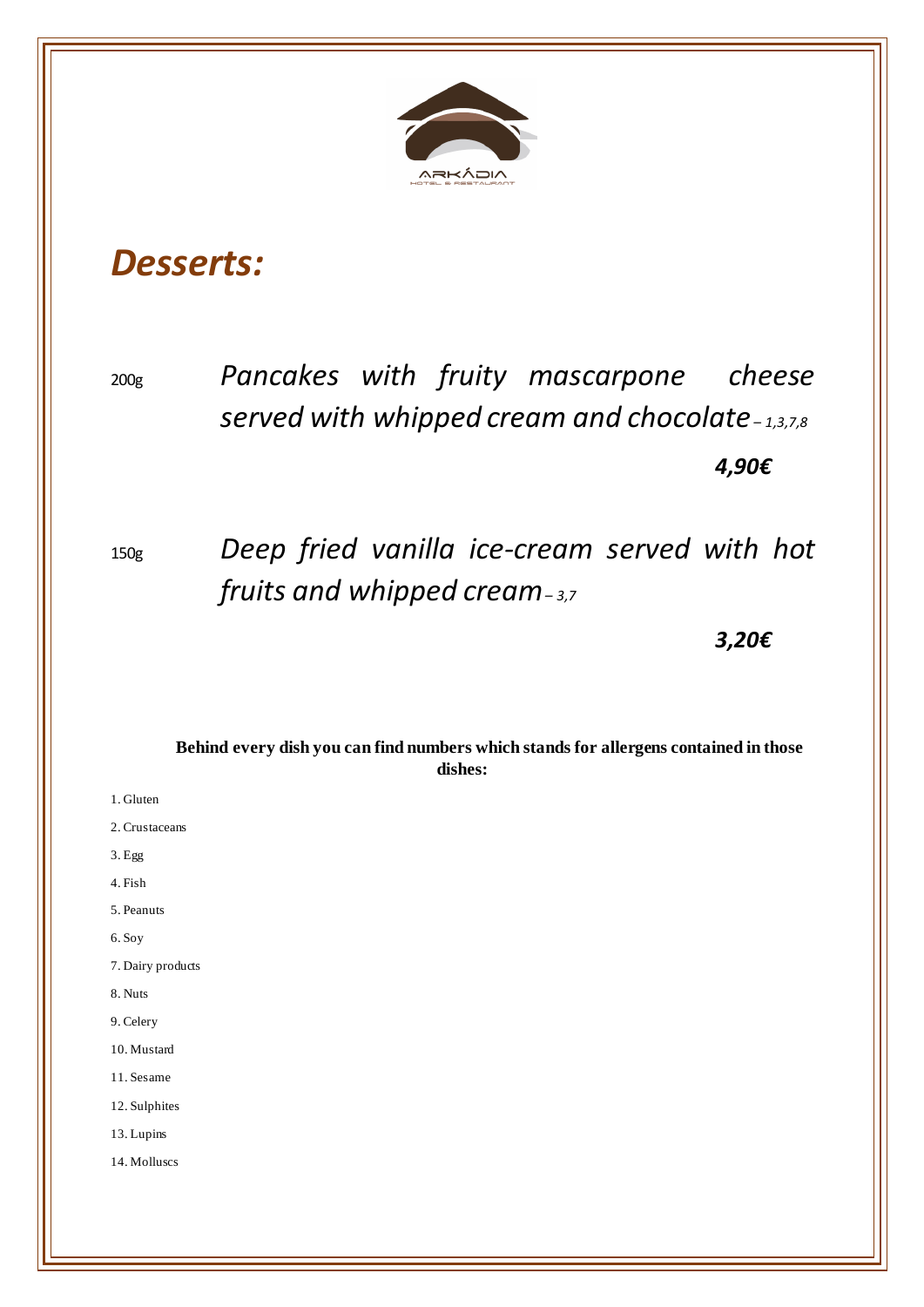# *Desserts:*

200g *Pancakes with fruity mascarpone cheese served with whipped cream and chocolate – 1,3,7,8*

***4,90€***

150g *Deep fried vanilla ice-cream served with hot fruits and whipped cream – 3,7*

***3,20€***

**Behind every dish you can find numbers which stands for allergens contained in those dishes:**

1. Gluten
2. Crustaceans
3. Egg
4. Fish
5. Peanuts
6. Soy
7. Dairy products
8. Nuts
9. Celery
10. Mustard
11. Sesame
12. Sulphites
13. Lupins
14. Molluscs